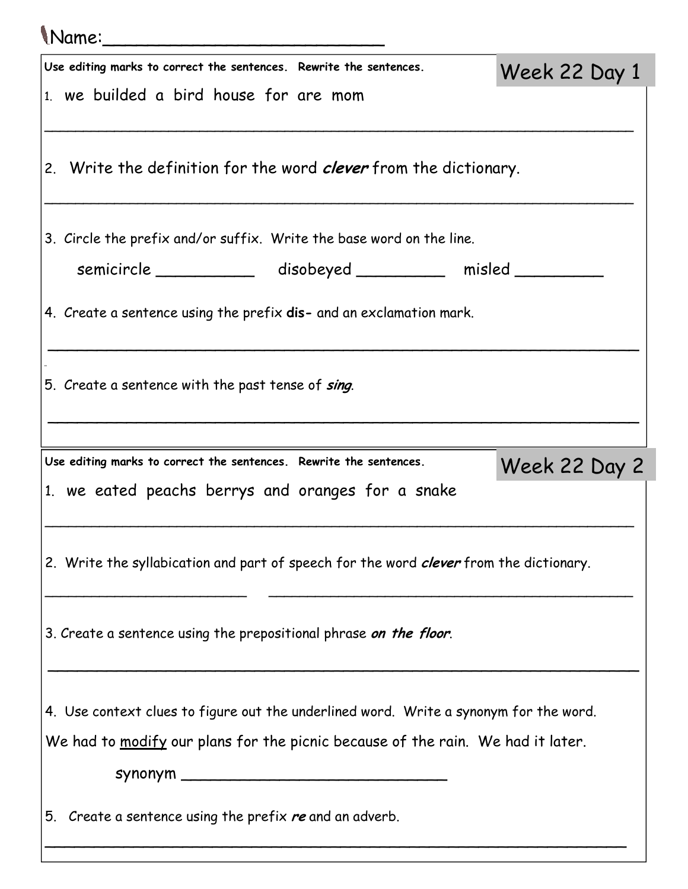Name:\_\_\_\_\_\_\_\_\_\_\_\_\_\_\_\_\_\_\_\_\_\_\_\_\_\_

## Week 22 Day 1

**Use editing marks to correct the sentences. Rewrite the sentences.**

1. we builded a bird house for are mom

\_\_\_\_\_\_\_\_\_\_\_\_\_\_\_\_\_\_\_\_\_\_\_\_\_\_\_\_\_\_\_\_\_\_\_\_\_\_\_\_\_\_\_\_\_\_\_\_\_\_\_\_\_\_\_\_\_\_\_\_

2. Write the definition for the word ***clever*** from the dictionary.

\_\_\_\_\_\_\_\_\_\_\_\_\_\_\_\_\_\_\_\_\_\_\_\_\_\_\_\_\_\_\_\_\_\_\_\_\_\_\_\_\_\_\_\_\_\_\_\_\_\_\_\_\_\_\_\_\_\_\_\_

3. Circle the prefix and/or suffix. Write the base word on the line.

   semicircle \_\_\_\_\_\_\_\_\_\_   disobeyed \_\_\_\_\_\_\_\_\_   misled \_\_\_\_\_\_\_\_\_

4. Create a sentence using the prefix **dis-** and an exclamation mark.

\_\_\_\_\_\_\_\_\_\_\_\_\_\_\_\_\_\_\_\_\_\_\_\_\_\_\_\_\_\_\_\_\_\_\_\_\_\_\_\_\_\_\_\_\_\_\_\_\_\_\_\_\_\_\_\_\_\_\_\_

5. Create a sentence with the past tense of ***sing***.

\_\_\_\_\_\_\_\_\_\_\_\_\_\_\_\_\_\_\_\_\_\_\_\_\_\_\_\_\_\_\_\_\_\_\_\_\_\_\_\_\_\_\_\_\_\_\_\_\_\_\_\_\_\_\_\_\_\_\_\_

## Week 22 Day 2

**Use editing marks to correct the sentences. Rewrite the sentences.**

1. we eated peachs berrys and oranges for a snake

\_\_\_\_\_\_\_\_\_\_\_\_\_\_\_\_\_\_\_\_\_\_\_\_\_\_\_\_\_\_\_\_\_\_\_\_\_\_\_\_\_\_\_\_\_\_\_\_\_\_\_\_\_\_\_\_\_\_\_\_

2. Write the syllabication and part of speech for the word ***clever*** from the dictionary.

\_\_\_\_\_\_\_\_\_\_\_\_\_\_\_\_\_\_\_\_   \_\_\_\_\_\_\_\_\_\_\_\_\_\_\_\_\_\_\_\_\_\_\_\_\_\_\_\_\_\_\_\_\_\_\_\_

3. Create a sentence using the prepositional phrase ***on the floor***.

\_\_\_\_\_\_\_\_\_\_\_\_\_\_\_\_\_\_\_\_\_\_\_\_\_\_\_\_\_\_\_\_\_\_\_\_\_\_\_\_\_\_\_\_\_\_\_\_\_\_\_\_\_\_\_\_\_\_\_\_

4. Use context clues to figure out the underlined word. Write a synonym for the word.

We had to <u>modify</u> our plans for the picnic because of the rain. We had it later.

   synonym \_\_\_\_\_\_\_\_\_\_\_\_\_\_\_\_\_\_\_\_\_\_\_\_\_\_\_\_\_\_

5. Create a sentence using the prefix ***re*** and an adverb.

\_\_\_\_\_\_\_\_\_\_\_\_\_\_\_\_\_\_\_\_\_\_\_\_\_\_\_\_\_\_\_\_\_\_\_\_\_\_\_\_\_\_\_\_\_\_\_\_\_\_\_\_\_\_\_\_\_\_\_\_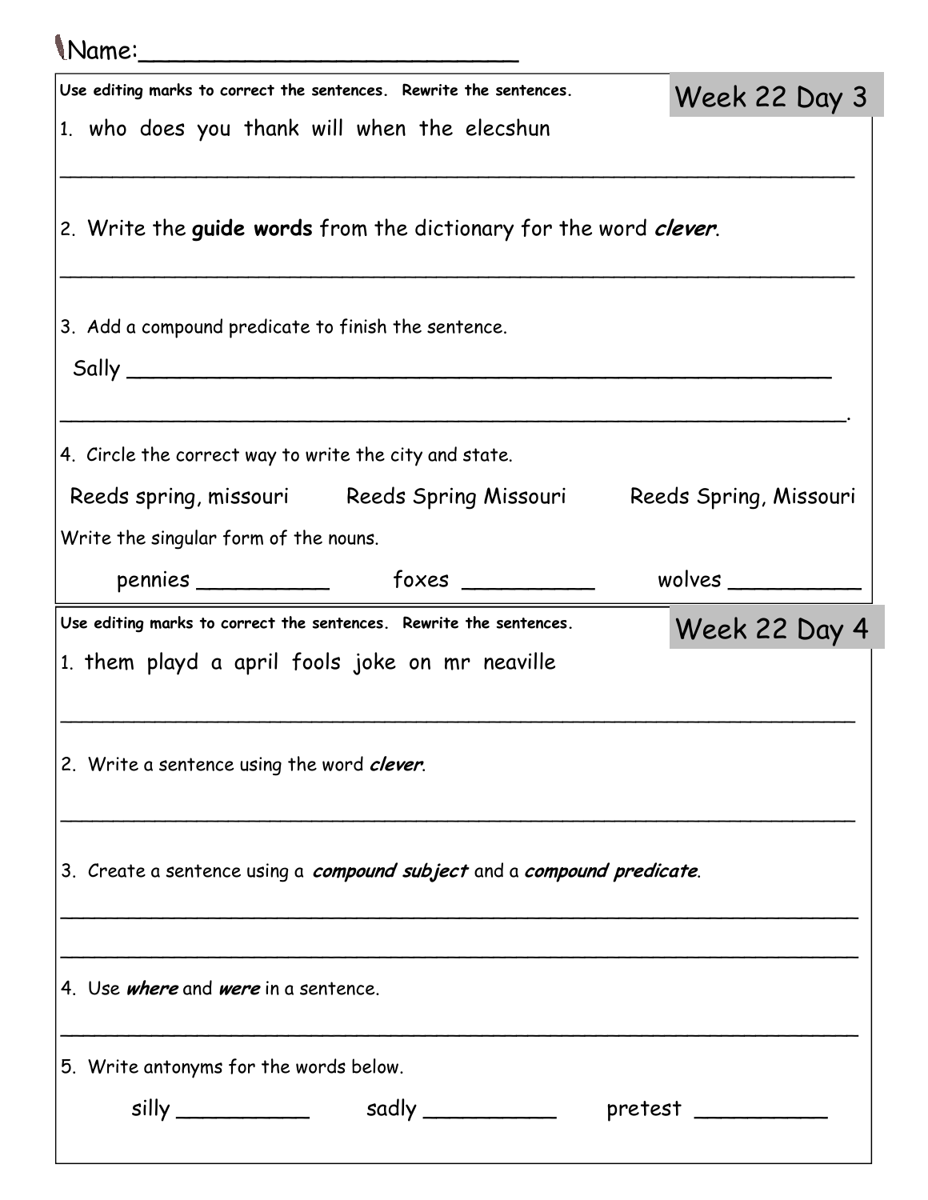Name:_________________________

## Week 22 Day 3

**Use editing marks to correct the sentences. Rewrite the sentences.**

1. who does you thank will when the elecshun

______________________________________________________________

2. Write the **guide words** from the dictionary for the word ***clever***.

______________________________________________________________

3. Add a compound predicate to finish the sentence.

Sally ______________________________________________________

______________________________________________________________.

4. Circle the correct way to write the city and state.

Reeds spring, missouri     Reeds Spring Missouri     Reeds Spring, Missouri

Write the singular form of the nouns.

pennies __________     foxes __________     wolves __________

## Week 22 Day 4

**Use editing marks to correct the sentences. Rewrite the sentences.**

1. them playd a april fools joke on mr neaville

______________________________________________________________

2. Write a sentence using the word ***clever***.

______________________________________________________________

3. Create a sentence using a ***compound subject*** and a ***compound predicate***.

______________________________________________________________

______________________________________________________________

4. Use ***where*** and ***were*** in a sentence.

______________________________________________________________

5. Write antonyms for the words below.

silly __________     sadly __________     pretest __________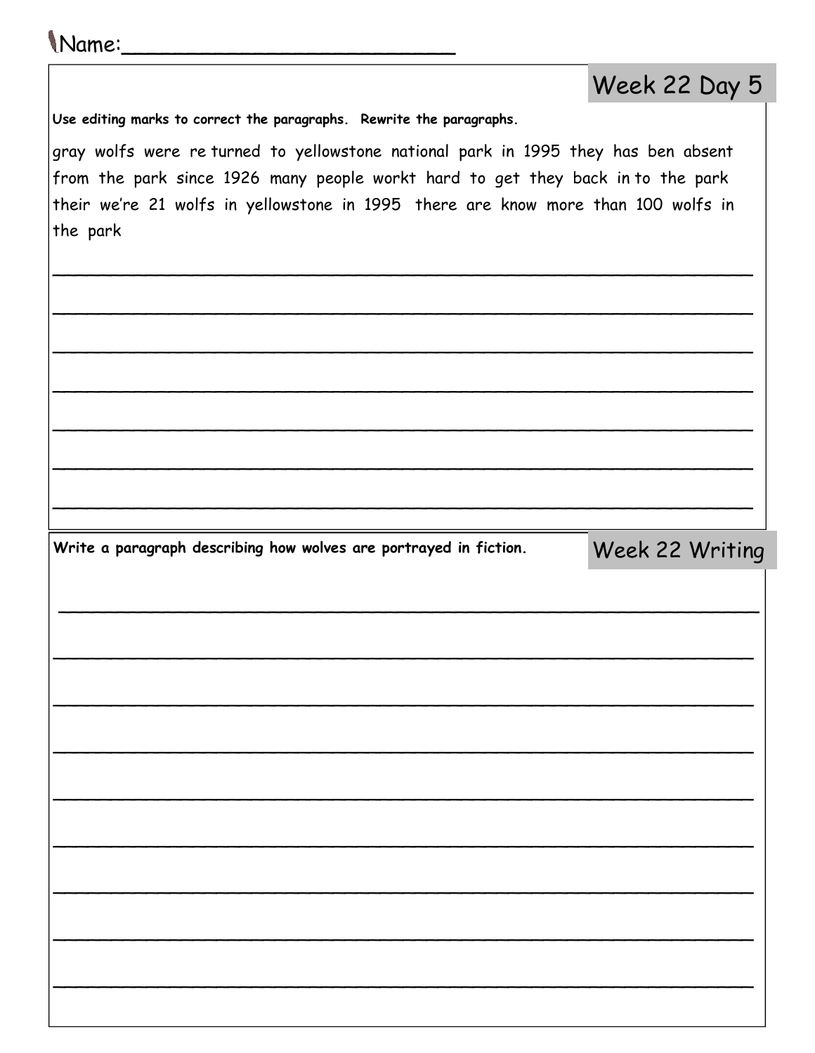Name:___________________________

## Week 22 Day 5

**Use editing marks to correct the paragraphs. Rewrite the paragraphs.**

gray wolfs were re turned to yellowstone national park in 1995 they has ben absent from the park since 1926 many people workt hard to get they back in to the park their we're 21 wolfs in yellowstone in 1995 there are know more than 100 wolfs in the park

_______________________________________________________________

_______________________________________________________________

_______________________________________________________________

_______________________________________________________________

_______________________________________________________________

_______________________________________________________________

_______________________________________________________________

## Week 22 Writing

**Write a paragraph describing how wolves are portrayed in fiction.**

_______________________________________________________________

_______________________________________________________________

_______________________________________________________________

_______________________________________________________________

_______________________________________________________________

_______________________________________________________________

_______________________________________________________________

_______________________________________________________________

_______________________________________________________________